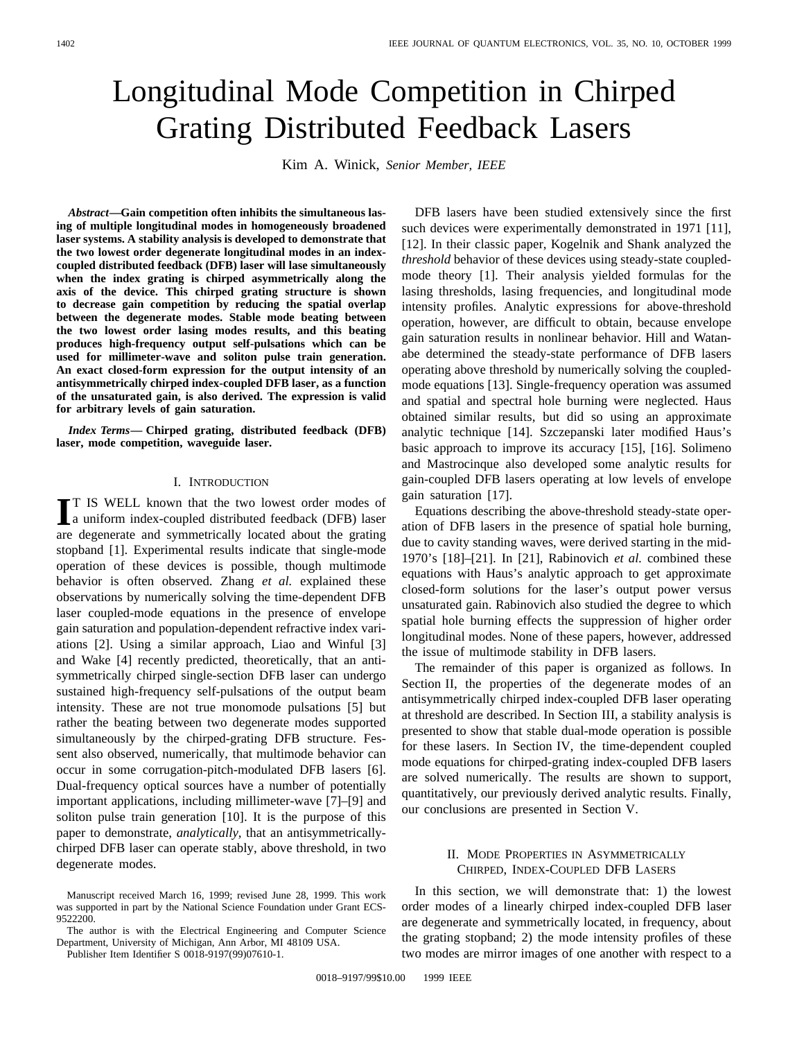# Longitudinal Mode Competition in Chirped Grating Distributed Feedback Lasers

Kim A. Winick, *Senior Member, IEEE*

***Abstract*—Gain competition often inhibits the simultaneous lasing of multiple longitudinal modes in homogeneously broadened laser systems. A stability analysis is developed to demonstrate that the two lowest order degenerate longitudinal modes in an index-coupled distributed feedback (DFB) laser will lase simultaneously when the index grating is chirped asymmetrically along the axis of the device. This chirped grating structure is shown to decrease gain competition by reducing the spatial overlap between the degenerate modes. Stable mode beating between the two lowest order lasing modes results, and this beating produces high-frequency output self-pulsations which can be used for millimeter-wave and soliton pulse train generation. An exact closed-form expression for the output intensity of an antisymmetrically chirped index-coupled DFB laser, as a function of the unsaturated gain, is also derived. The expression is valid for arbitrary levels of gain saturation.**

***Index Terms*— Chirped grating, distributed feedback (DFB) laser, mode competition, waveguide laser.**

## I. Introduction

It is well known that the two lowest order modes of a uniform index-coupled distributed feedback (DFB) laser are degenerate and symmetrically located about the grating stopband [1]. Experimental results indicate that single-mode operation of these devices is possible, though multimode behavior is often observed. Zhang *et al.* explained these observations by numerically solving the time-dependent DFB laser coupled-mode equations in the presence of envelope gain saturation and population-dependent refractive index variations [2]. Using a similar approach, Liao and Winful [3] and Wake [4] recently predicted, theoretically, that an antisymmetrically chirped single-section DFB laser can undergo sustained high-frequency self-pulsations of the output beam intensity. These are not true monomode pulsations [5] but rather the beating between two degenerate modes supported simultaneously by the chirped-grating DFB structure. Fessent also observed, numerically, that multimode behavior can occur in some corrugation-pitch-modulated DFB lasers [6]. Dual-frequency optical sources have a number of potentially important applications, including millimeter-wave [7]–[9] and soliton pulse train generation [10]. It is the purpose of this paper to demonstrate, *analytically*, that an antisymmetrically-chirped DFB laser can operate stably, above threshold, in two degenerate modes.

DFB lasers have been studied extensively since the first such devices were experimentally demonstrated in 1971 [11], [12]. In their classic paper, Kogelnik and Shank analyzed the *threshold* behavior of these devices using steady-state coupled-mode theory [1]. Their analysis yielded formulas for the lasing thresholds, lasing frequencies, and longitudinal mode intensity profiles. Analytic expressions for above-threshold operation, however, are difficult to obtain, because envelope gain saturation results in nonlinear behavior. Hill and Watanabe determined the steady-state performance of DFB lasers operating above threshold by numerically solving the coupled-mode equations [13]. Single-frequency operation was assumed and spatial and spectral hole burning were neglected. Haus obtained similar results, but did so using an approximate analytic technique [14]. Szczepanski later modified Haus's basic approach to improve its accuracy [15], [16]. Solimeno and Mastrocinque also developed some analytic results for gain-coupled DFB lasers operating at low levels of envelope gain saturation [17].

Equations describing the above-threshold steady-state operation of DFB lasers in the presence of spatial hole burning, due to cavity standing waves, were derived starting in the mid-1970's [18]–[21]. In [21], Rabinovich *et al.* combined these equations with Haus's analytic approach to get approximate closed-form solutions for the laser's output power versus unsaturated gain. Rabinovich also studied the degree to which spatial hole burning effects the suppression of higher order longitudinal modes. None of these papers, however, addressed the issue of multimode stability in DFB lasers.

The remainder of this paper is organized as follows. In Section II, the properties of the degenerate modes of an antisymmetrically chirped index-coupled DFB laser operating at threshold are described. In Section III, a stability analysis is presented to show that stable dual-mode operation is possible for these lasers. In Section IV, the time-dependent coupled mode equations for chirped-grating index-coupled DFB lasers are solved numerically. The results are shown to support, quantitatively, our previously derived analytic results. Finally, our conclusions are presented in Section V.

Manuscript received March 16, 1999; revised June 28, 1999. This work was supported in part by the National Science Foundation under Grant ECS-9522200.

The author is with the Electrical Engineering and Computer Science Department, University of Michigan, Ann Arbor, MI 48109 USA.

Publisher Item Identifier S 0018-9197(99)07610-1.

## II. Mode Properties in Asymmetrically Chirped, Index-Coupled DFB Lasers

In this section, we will demonstrate that: 1) the lowest order modes of a linearly chirped index-coupled DFB laser are degenerate and symmetrically located, in frequency, about the grating stopband; 2) the mode intensity profiles of these two modes are mirror images of one another with respect to a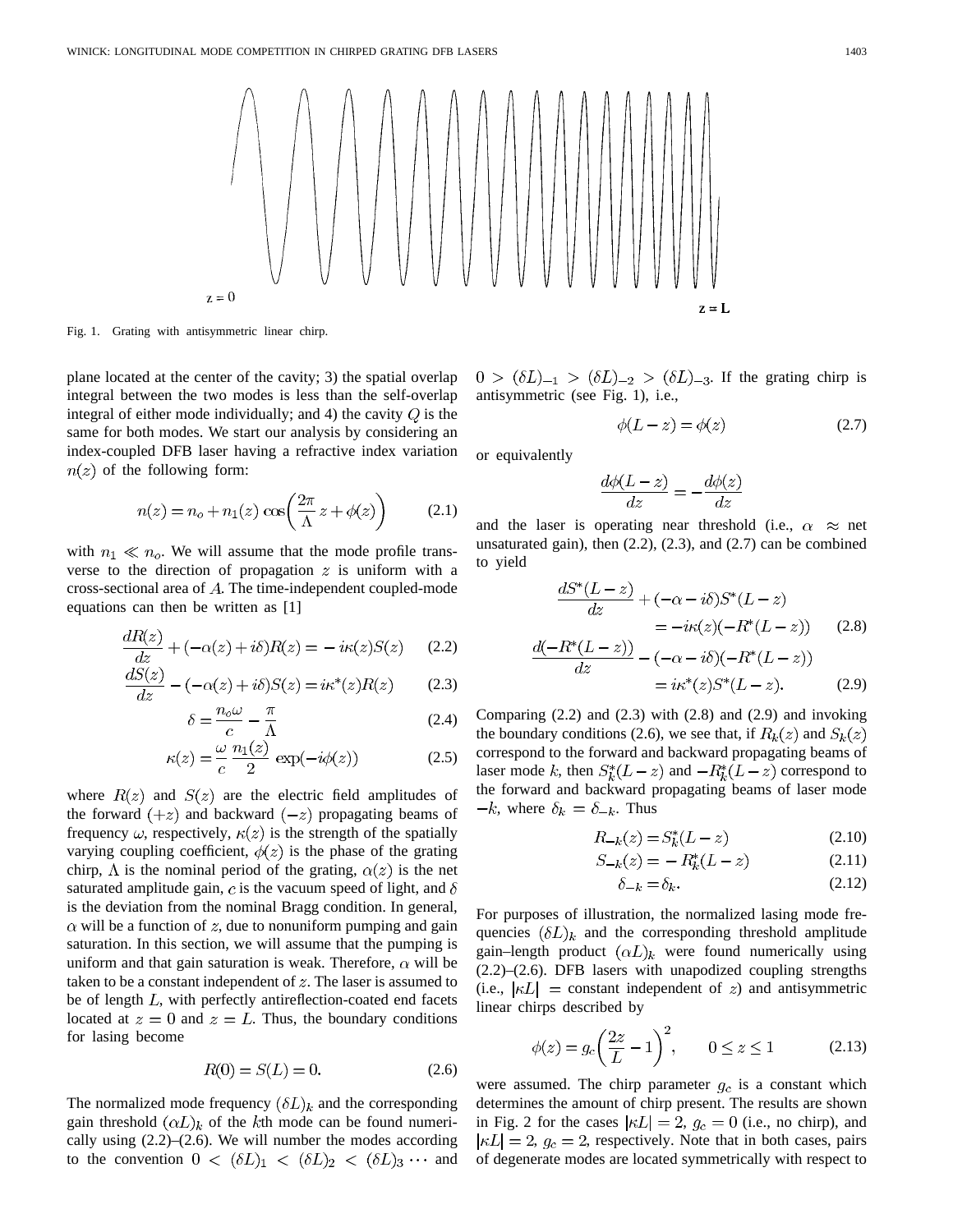Fig. 1. Grating with antisymmetric linear chirp.

plane located at the center of the cavity; 3) the spatial overlap integral between the two modes is less than the self-overlap integral of either mode individually; and 4) the cavity $Q$ is the same for both modes. We start our analysis by considering an index-coupled DFB laser having a refractive index variation $n(z)$ of the following form:

$$n(z) = n_o + n_1(z)\cos\left(\frac{2\pi}{\Lambda}z + \phi(z)\right) \tag{2.1}$$

with $n_1 \ll n_o$. We will assume that the mode profile transverse to the direction of propagation $z$ is uniform with a cross-sectional area of $A$. The time-independent coupled-mode equations can then be written as [1]

$$\frac{dR(z)}{dz} + (-\alpha(z) + i\delta)R(z) = -i\kappa(z)S(z) \tag{2.2}$$

$$\frac{dS(z)}{dz} - (-\alpha(z) + i\delta)S(z) = i\kappa^*(z)R(z) \tag{2.3}$$

$$\delta = \frac{n_o\omega}{c} - \frac{\pi}{\Lambda} \tag{2.4}$$

$$\kappa(z) = \frac{\omega}{c}\frac{n_1(z)}{2}\exp(-i\phi(z)) \tag{2.5}$$

where $R(z)$ and $S(z)$ are the electric field amplitudes of the forward $(+z)$ and backward $(-z)$ propagating beams of frequency $\omega$, respectively, $\kappa(z)$ is the strength of the spatially varying coupling coefficient, $\phi(z)$ is the phase of the grating chirp, $\Lambda$ is the nominal period of the grating, $\alpha(z)$ is the net saturated amplitude gain, $c$ is the vacuum speed of light, and $\delta$ is the deviation from the nominal Bragg condition. In general, $\alpha$ will be a function of $z$, due to nonuniform pumping and gain saturation. In this section, we will assume that the pumping is uniform and that gain saturation is weak. Therefore, $\alpha$ will be taken to be a constant independent of $z$. The laser is assumed to be of length $L$, with perfectly antireflection-coated end facets located at $z = 0$ and $z = L$. Thus, the boundary conditions for lasing become

$$R(0) = S(L) = 0. \tag{2.6}$$

The normalized mode frequency $(\delta L)_k$ and the corresponding gain threshold $(\alpha L)_k$ of the $k$th mode can be found numerically using (2.2)–(2.6). We will number the modes according to the convention $0 < (\delta L)_1 < (\delta L)_2 < (\delta L)_3 \cdots$ and $0 > (\delta L)_{-1} > (\delta L)_{-2} > (\delta L)_{-3}$. If the grating chirp is antisymmetric (see Fig. 1), i.e.,

$$\phi(L - z) = \phi(z) \tag{2.7}$$

or equivalently

$$\frac{d\phi(L-z)}{dz} = -\frac{d\phi(z)}{dz}$$

and the laser is operating near threshold (i.e., $\alpha \approx$ net unsaturated gain), then (2.2), (2.3), and (2.7) can be combined to yield

$$\frac{dS^*(L-z)}{dz} + (-\alpha - i\delta)S^*(L-z) = -i\kappa(z)(-R^*(L-z)) \tag{2.8}$$

$$\frac{d(-R^*(L-z))}{dz} - (-\alpha - i\delta)(-R^*(L-z)) = i\kappa^*(z)S^*(L-z). \tag{2.9}$$

Comparing (2.2) and (2.3) with (2.8) and (2.9) and invoking the boundary conditions (2.6), we see that, if $R_k(z)$ and $S_k(z)$ correspond to the forward and backward propagating beams of laser mode $k$, then $S_k^*(L-z)$ and $-R_k^*(L-z)$ correspond to the forward and backward propagating beams of laser mode $-k$, where $\delta_k = \delta_{-k}$. Thus

$$R_{-k}(z) = S_k^*(L-z) \tag{2.10}$$

$$S_{-k}(z) = -R_k^*(L-z) \tag{2.11}$$

$$\delta_{-k} = \delta_k. \tag{2.12}$$

For purposes of illustration, the normalized lasing mode frequencies $(\delta L)_k$ and the corresponding threshold amplitude gain–length product $(\alpha L)_k$ were found numerically using (2.2)–(2.6). DFB lasers with unapodized coupling strengths (i.e., $|\kappa L|$ = constant independent of $z$) and antisymmetric linear chirps described by

$$\phi(z) = g_c\left(\frac{2z}{L} - 1\right)^2, \qquad 0 \le z \le 1 \tag{2.13}$$

were assumed. The chirp parameter $g_c$ is a constant which determines the amount of chirp present. The results are shown in Fig. 2 for the cases $|\kappa L| = 2$, $g_c = 0$ (i.e., no chirp), and $|\kappa L| = 2$, $g_c = 2$, respectively. Note that in both cases, pairs of degenerate modes are located symmetrically with respect to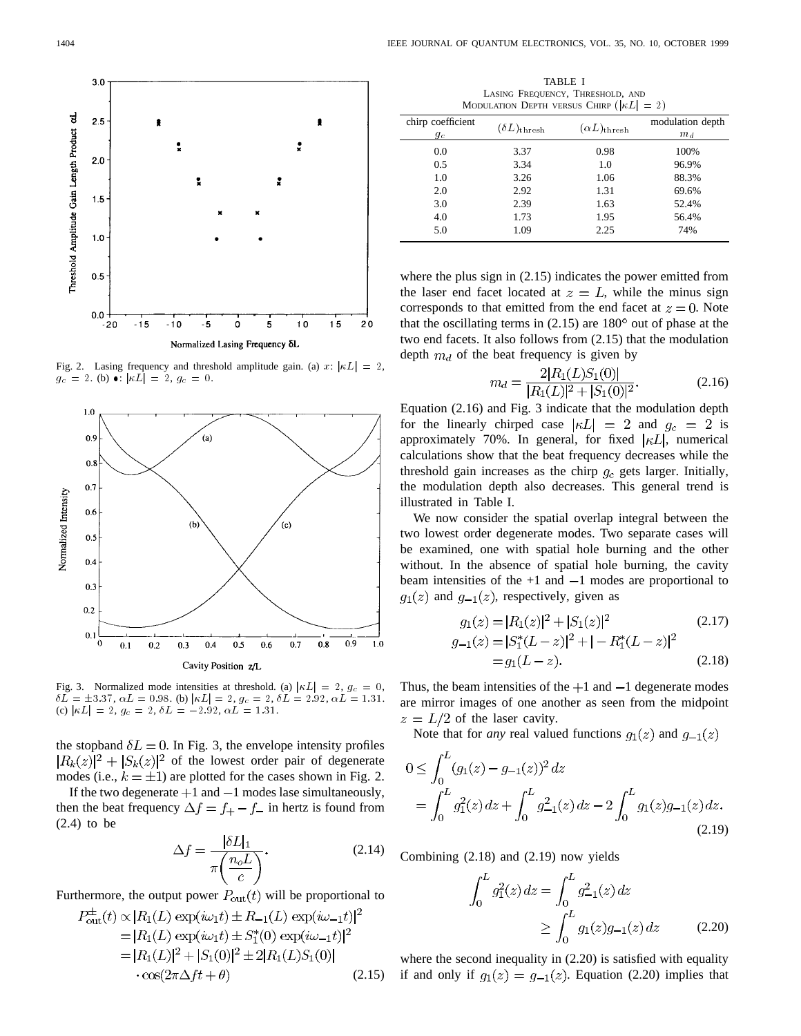Fig. 2. Lasing frequency and threshold amplitude gain. (a) $x$: $|\kappa L| = 2$, $g_c = 2$. (b) $\bullet$: $|\kappa L| = 2$, $g_c = 0$.

Fig. 3. Normalized mode intensities at threshold. (a) $|\kappa L| = 2$, $g_c = 0$, $\delta L = \pm 3.37$, $\alpha L = 0.98$. (b) $|\kappa L| = 2$, $g_c = 2$, $\delta L = 2.92$, $\alpha L = 1.31$. (c) $|\kappa L| = 2$, $g_c = 2$, $\delta L = -2.92$, $\alpha L = 1.31$.

the stopband $\delta L = 0$. In Fig. 3, the envelope intensity profiles $|R_k(z)|^2 + |S_k(z)|^2$ of the lowest order pair of degenerate modes (i.e., $k = \pm 1$) are plotted for the cases shown in Fig. 2.

If the two degenerate $+1$ and $-1$ modes lase simultaneously, then the beat frequency $\Delta f = f_+ - f_-$ in hertz is found from (2.4) to be

$$\Delta f = \frac{|\delta L|_1}{\pi\left(\frac{n_o L}{c}\right)}. \tag{2.14}$$

Furthermore, the output power $P_{\text{out}}(t)$ will be proportional to

$$\begin{aligned} P_{\text{out}}^{\pm}(t) &\propto |R_1(L)\exp(i\omega_1 t) \pm R_{-1}(L)\exp(i\omega_{-1} t)|^2 \\ &= |R_1(L)\exp(i\omega_1 t) \pm S_1^*(0)\exp(i\omega_{-1} t)|^2 \\ &= |R_1(L)|^2 + |S_1(0)|^2 \pm 2|R_1(L)S_1(0)| \\ &\quad \cdot \cos(2\pi\Delta f t + \theta) \end{aligned} \tag{2.15}$$

TABLE I
LASING FREQUENCY, THRESHOLD, AND MODULATION DEPTH VERSUS CHIRP ($|\kappa L| = 2$)

| chirp coefficient $g_c$ | $(\delta L)_{\text{thresh}}$ | $(\alpha L)_{\text{thresh}}$ | modulation depth $m_d$ |
|---|---|---|---|
| 0.0 | 3.37 | 0.98 | 100% |
| 0.5 | 3.34 | 1.0 | 96.9% |
| 1.0 | 3.26 | 1.06 | 88.3% |
| 2.0 | 2.92 | 1.31 | 69.6% |
| 3.0 | 2.39 | 1.63 | 52.4% |
| 4.0 | 1.73 | 1.95 | 56.4% |
| 5.0 | 1.09 | 2.25 | 74% |

where the plus sign in (2.15) indicates the power emitted from the laser end facet located at $z = L$, while the minus sign corresponds to that emitted from the end facet at $z = 0$. Note that the oscillating terms in (2.15) are 180° out of phase at the two end facets. It also follows from (2.15) that the modulation depth $m_d$ of the beat frequency is given by

$$m_d = \frac{2|R_1(L)S_1(0)|}{|R_1(L)|^2 + |S_1(0)|^2}. \tag{2.16}$$

Equation (2.16) and Fig. 3 indicate that the modulation depth for the linearly chirped case $|\kappa L| = 2$ and $g_c = 2$ is approximately 70%. In general, for fixed $|\kappa L|$, numerical calculations show that the beat frequency decreases while the threshold gain increases as the chirp $g_c$ gets larger. Initially, the modulation depth also decreases. This general trend is illustrated in Table I.

We now consider the spatial overlap integral between the two lowest order degenerate modes. Two separate cases will be examined, one with spatial hole burning and the other without. In the absence of spatial hole burning, the cavity beam intensities of the +1 and $-1$ modes are proportional to $g_1(z)$ and $g_{-1}(z)$, respectively, given as

$$g_1(z) = |R_1(z)|^2 + |S_1(z)|^2 \tag{2.17}$$

$$\begin{aligned} g_{-1}(z) &= |S_1^*(L-z)|^2 + |-R_1^*(L-z)|^2 \\ &= g_1(L-z). \end{aligned} \tag{2.18}$$

Thus, the beam intensities of the $+1$ and $-1$ degenerate modes are mirror images of one another as seen from the midpoint $z = L/2$ of the laser cavity.

Note that for *any* real valued functions $g_1(z)$ and $g_{-1}(z)$

$$\begin{aligned} 0 &\le \int_0^L (g_1(z) - g_{-1}(z))^2\,dz \\ &= \int_0^L g_1^2(z)\,dz + \int_0^L g_{-1}^2(z)\,dz - 2\int_0^L g_1(z)g_{-1}(z)\,dz. \end{aligned} \tag{2.19}$$

Combining (2.18) and (2.19) now yields

$$\begin{aligned} \int_0^L g_1^2(z)\,dz &= \int_0^L g_{-1}^2(z)\,dz \\ &\ge \int_0^L g_1(z)g_{-1}(z)\,dz \end{aligned} \tag{2.20}$$

where the second inequality in (2.20) is satisfied with equality if and only if $g_1(z) = g_{-1}(z)$. Equation (2.20) implies that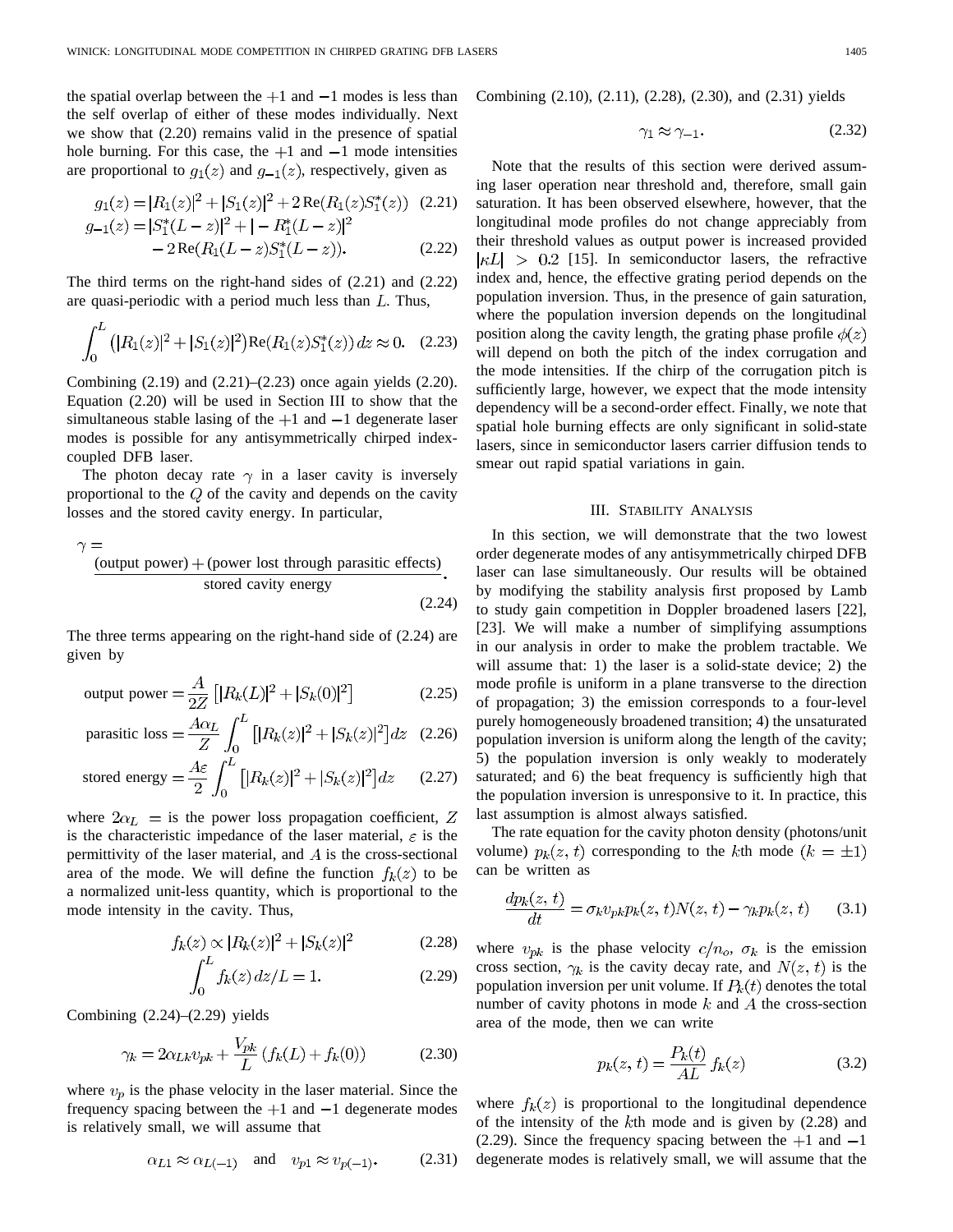the spatial overlap between the $+1$ and $-1$ modes is less than the self overlap of either of these modes individually. Next we show that (2.20) remains valid in the presence of spatial hole burning. For this case, the $+1$ and $-1$ mode intensities are proportional to $g_1(z)$ and $g_{-1}(z)$, respectively, given as

$$g_1(z) = |R_1(z)|^2 + |S_1(z)|^2 + 2\,\mathrm{Re}(R_1(z)S_1^*(z)) \quad (2.21)$$

$$g_{-1}(z) = |S_1^*(L-z)|^2 + |-R_1^*(L-z)|^2 - 2\,\mathrm{Re}(R_1(L-z)S_1^*(L-z)). \quad (2.22)$$

The third terms on the right-hand sides of (2.21) and (2.22) are quasi-periodic with a period much less than $L$. Thus,

$$\int_0^L \left(|R_1(z)|^2 + |S_1(z)|^2\right)\mathrm{Re}(R_1(z)S_1^*(z))\,dz \approx 0. \quad (2.23)$$

Combining (2.19) and (2.21)–(2.23) once again yields (2.20). Equation (2.20) will be used in Section III to show that the simultaneous stable lasing of the $+1$ and $-1$ degenerate laser modes is possible for any antisymmetrically chirped index-coupled DFB laser.

The photon decay rate $\gamma$ in a laser cavity is inversely proportional to the $Q$ of the cavity and depends on the cavity losses and the stored cavity energy. In particular,

$$\gamma = \frac{\text{(output power)} + \text{(power lost through parasitic effects)}}{\text{stored cavity energy}}. \quad (2.24)$$

The three terms appearing on the right-hand side of (2.24) are given by

$$\text{output power} = \frac{A}{2Z}\left[|R_k(L)|^2 + |S_k(0)|^2\right] \quad (2.25)$$

$$\text{parasitic loss} = \frac{A\alpha_L}{Z}\int_0^L \left[|R_k(z)|^2 + |S_k(z)|^2\right]dz \quad (2.26)$$

$$\text{stored energy} = \frac{A\varepsilon}{2}\int_0^L \left[|R_k(z)|^2 + |S_k(z)|^2\right]dz \quad (2.27)$$

where $2\alpha_L$ = is the power loss propagation coefficient, $Z$ is the characteristic impedance of the laser material, $\varepsilon$ is the permittivity of the laser material, and $A$ is the cross-sectional area of the mode. We will define the function $f_k(z)$ to be a normalized unit-less quantity, which is proportional to the mode intensity in the cavity. Thus,

$$f_k(z) \propto |R_k(z)|^2 + |S_k(z)|^2 \quad (2.28)$$

$$\int_0^L f_k(z)\,dz/L = 1. \quad (2.29)$$

Combining (2.24)–(2.29) yields

$$\gamma_k = 2\alpha_{Lk}v_{pk} + \frac{V_{pk}}{L}\left(f_k(L) + f_k(0)\right) \quad (2.30)$$

where $v_p$ is the phase velocity in the laser material. Since the frequency spacing between the $+1$ and $-1$ degenerate modes is relatively small, we will assume that

$$\alpha_{L1} \approx \alpha_{L(-1)} \quad \text{and} \quad v_{p1} \approx v_{p(-1)}. \quad (2.31)$$

Combining (2.10), (2.11), (2.28), (2.30), and (2.31) yields

$$\gamma_1 \approx \gamma_{-1}. \quad (2.32)$$

Note that the results of this section were derived assuming laser operation near threshold and, therefore, small gain saturation. It has been observed elsewhere, however, that the longitudinal mode profiles do not change appreciably from their threshold values as output power is increased provided $|\kappa L| > 0.2$ [15]. In semiconductor lasers, the refractive index and, hence, the effective grating period depends on the population inversion. Thus, in the presence of gain saturation, where the population inversion depends on the longitudinal position along the cavity length, the grating phase profile $\phi(z)$ will depend on both the pitch of the index corrugation and the mode intensities. If the chirp of the corrugation pitch is sufficiently large, however, we expect that the mode intensity dependency will be a second-order effect. Finally, we note that spatial hole burning effects are only significant in solid-state lasers, since in semiconductor lasers carrier diffusion tends to smear out rapid spatial variations in gain.

## III. Stability Analysis

In this section, we will demonstrate that the two lowest order degenerate modes of any antisymmetrically chirped DFB laser can lase simultaneously. Our results will be obtained by modifying the stability analysis first proposed by Lamb to study gain competition in Doppler broadened lasers [22], [23]. We will make a number of simplifying assumptions in our analysis in order to make the problem tractable. We will assume that: 1) the laser is a solid-state device; 2) the mode profile is uniform in a plane transverse to the direction of propagation; 3) the emission corresponds to a four-level purely homogeneously broadened transition; 4) the unsaturated population inversion is uniform along the length of the cavity; 5) the population inversion is only weakly to moderately saturated; and 6) the beat frequency is sufficiently high that the population inversion is unresponsive to it. In practice, this last assumption is almost always satisfied.

The rate equation for the cavity photon density (photons/unit volume) $p_k(z,t)$ corresponding to the $k$th mode ($k = \pm 1$) can be written as

$$\frac{dp_k(z,t)}{dt} = \sigma_k v_{pk} p_k(z,t) N(z,t) - \gamma_k p_k(z,t) \quad (3.1)$$

where $v_{pk}$ is the phase velocity $c/n_o$, $\sigma_k$ is the emission cross section, $\gamma_k$ is the cavity decay rate, and $N(z,t)$ is the population inversion per unit volume. If $P_k(t)$ denotes the total number of cavity photons in mode $k$ and $A$ the cross-section area of the mode, then we can write

$$p_k(z,t) = \frac{P_k(t)}{AL}\,f_k(z) \quad (3.2)$$

where $f_k(z)$ is proportional to the longitudinal dependence of the intensity of the $k$th mode and is given by (2.28) and (2.29). Since the frequency spacing between the $+1$ and $-1$ degenerate modes is relatively small, we will assume that the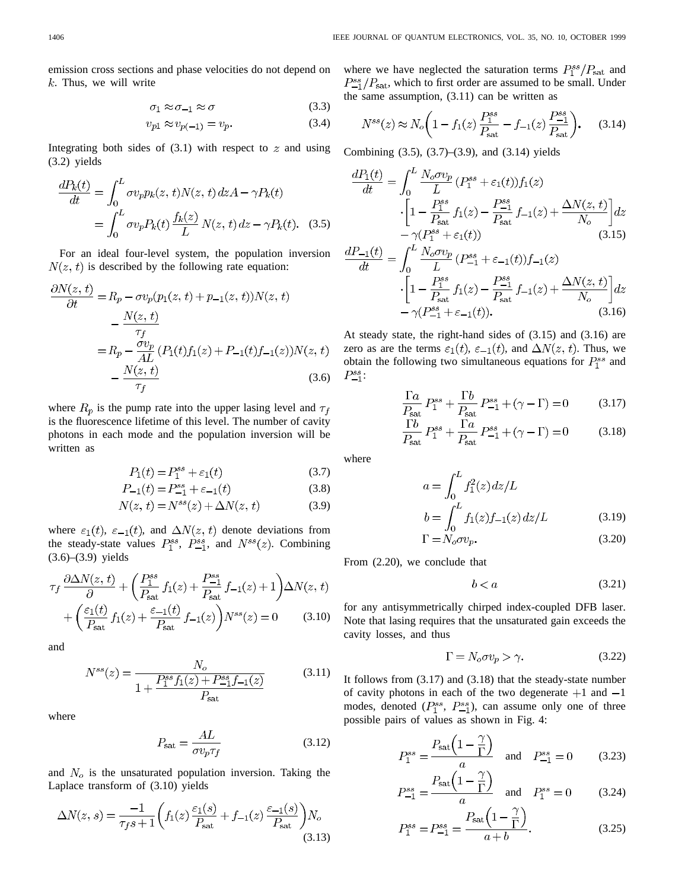emission cross sections and phase velocities do not depend on $k$. Thus, we will write

$$\sigma_1 \approx \sigma_{-1} \approx \sigma \tag{3.3}$$

$$v_{p1} \approx v_{p(-1)} = v_p. \tag{3.4}$$

Integrating both sides of (3.1) with respect to $z$ and using (3.2) yields

$$\begin{aligned}\frac{dP_k(t)}{dt} &= \int_0^L \sigma v_p p_k(z,t) N(z,t)\, dz A - \gamma P_k(t) \\ &= \int_0^L \sigma v_p P_k(t) \frac{f_k(z)}{L} N(z,t)\, dz - \gamma P_k(t). \end{aligned} \tag{3.5}$$

For an ideal four-level system, the population inversion $N(z,t)$ is described by the following rate equation:

$$\begin{aligned}\frac{\partial N(z,t)}{\partial t} &= R_p - \sigma v_p (p_1(z,t) + p_{-1}(z,t)) N(z,t) \\ &\quad - \frac{N(z,t)}{\tau_f} \\ &= R_p - \frac{\sigma v_p}{AL} (P_1(t) f_1(z) + P_{-1}(t) f_{-1}(z)) N(z,t) \\ &\quad - \frac{N(z,t)}{\tau_f} \end{aligned} \tag{3.6}$$

where $R_p$ is the pump rate into the upper lasing level and $\tau_f$ is the fluorescence lifetime of this level. The number of cavity photons in each mode and the population inversion will be written as

$$P_1(t) = P_1^{ss} + \varepsilon_1(t) \tag{3.7}$$

$$P_{-1}(t) = P_{-1}^{ss} + \varepsilon_{-1}(t) \tag{3.8}$$

$$N(z,t) = N^{ss}(z) + \Delta N(z,t) \tag{3.9}$$

where $\varepsilon_1(t)$, $\varepsilon_{-1}(t)$, and $\Delta N(z,t)$ denote deviations from the steady-state values $P_1^{ss}$, $P_{-1}^{ss}$, and $N^{ss}(z)$. Combining (3.6)–(3.9) yields

$$\begin{aligned}\tau_f \frac{\partial \Delta N(z,t)}{\partial} &+ \left( \frac{P_1^{ss}}{P_{\text{sat}}} f_1(z) + \frac{P_{-1}^{ss}}{P_{\text{sat}}} f_{-1}(z) + 1 \right) \Delta N(z,t) \\ &+ \left( \frac{\varepsilon_1(t)}{P_{\text{sat}}} f_1(z) + \frac{\varepsilon_{-1}(t)}{P_{\text{sat}}} f_{-1}(z) \right) N^{ss}(z) = 0 \end{aligned} \tag{3.10}$$

and

$$N^{ss}(z) = \frac{N_o}{1 + \dfrac{P_1^{ss} f_1(z) + P_{-1}^{ss} f_{-1}(z)}{P_{\text{sat}}}} \tag{3.11}$$

where

$$P_{\text{sat}} = \frac{AL}{\sigma v_p \tau_f} \tag{3.12}$$

and $N_o$ is the unsaturated population inversion. Taking the Laplace transform of (3.10) yields

$$\Delta N(z,s) = \frac{-1}{\tau_f s + 1} \left( f_1(z) \frac{\varepsilon_1(s)}{P_{\text{sat}}} + f_{-1}(z) \frac{\varepsilon_{-1}(s)}{P_{\text{sat}}} \right) N_o \tag{3.13}$$

where we have neglected the saturation terms $P_1^{ss}/P_{\text{sat}}$ and $P_{-1}^{ss}/P_{\text{sat}}$, which to first order are assumed to be small. Under the same assumption, (3.11) can be written as

$$N^{ss}(z) \approx N_o \left( 1 - f_1(z) \frac{P_1^{ss}}{P_{\text{sat}}} - f_{-1}(z) \frac{P_{-1}^{ss}}{P_{\text{sat}}} \right). \tag{3.14}$$

Combining (3.5), (3.7)–(3.9), and (3.14) yields

$$\begin{aligned}\frac{dP_1(t)}{dt} &= \int_0^L \frac{N_o \sigma v_p}{L} (P_1^{ss} + \varepsilon_1(t)) f_1(z) \\ &\quad \cdot \left[ 1 - \frac{P_1^{ss}}{P_{\text{sat}}} f_1(z) - \frac{P_{-1}^{ss}}{P_{\text{sat}}} f_{-1}(z) + \frac{\Delta N(z,t)}{N_o} \right] dz \\ &\quad - \gamma (P_1^{ss} + \varepsilon_1(t)) \end{aligned} \tag{3.15}$$

$$\begin{aligned}\frac{dP_{-1}(t)}{dt} &= \int_0^L \frac{N_o \sigma v_p}{L} (P_{-1}^{ss} + \varepsilon_{-1}(t)) f_{-1}(z) \\ &\quad \cdot \left[ 1 - \frac{P_1^{ss}}{P_{\text{sat}}} f_1(z) - \frac{P_{-1}^{ss}}{P_{\text{sat}}} f_{-1}(z) + \frac{\Delta N(z,t)}{N_o} \right] dz \\ &\quad - \gamma (P_{-1}^{ss} + \varepsilon_{-1}(t)). \end{aligned} \tag{3.16}$$

At steady state, the right-hand sides of (3.15) and (3.16) are zero as are the terms $\varepsilon_1(t)$, $\varepsilon_{-1}(t)$, and $\Delta N(z,t)$. Thus, we obtain the following two simultaneous equations for $P_1^{ss}$ and $P_{-1}^{ss}$:

$$\frac{\Gamma a}{P_{\text{sat}}} P_1^{ss} + \frac{\Gamma b}{P_{\text{sat}}} P_{-1}^{ss} + (\gamma - \Gamma) = 0 \tag{3.17}$$

$$\frac{\Gamma b}{P_{\text{sat}}} P_1^{ss} + \frac{\Gamma a}{P_{\text{sat}}} P_{-1}^{ss} + (\gamma - \Gamma) = 0 \tag{3.18}$$

where

$$a = \int_0^L f_1^2(z)\, dz / L$$

$$b = \int_0^L f_1(z) f_{-1}(z)\, dz / L \tag{3.19}$$

$$\Gamma = N_o \sigma v_p. \tag{3.20}$$

From (2.20), we conclude that

$$b < a \tag{3.21}$$

for any antisymmetrically chirped index-coupled DFB laser. Note that lasing requires that the unsaturated gain exceeds the cavity losses, and thus

$$\Gamma = N_o \sigma v_p > \gamma. \tag{3.22}$$

It follows from (3.17) and (3.18) that the steady-state number of cavity photons in each of the two degenerate $+1$ and $-1$ modes, denoted ($P_1^{ss}$, $P_{-1}^{ss}$), can assume only one of three possible pairs of values as shown in Fig. 4:

$$P_1^{ss} = \frac{P_{\text{sat}} \left( 1 - \dfrac{\gamma}{\Gamma} \right)}{a} \quad \text{and} \quad P_{-1}^{ss} = 0 \tag{3.23}$$

$$P_{-1}^{ss} = \frac{P_{\text{sat}} \left( 1 - \dfrac{\gamma}{\Gamma} \right)}{a} \quad \text{and} \quad P_1^{ss} = 0 \tag{3.24}$$

$$P_1^{ss} = P_{-1}^{ss} = \frac{P_{\text{sat}} \left( 1 - \dfrac{\gamma}{\Gamma} \right)}{a + b}. \tag{3.25}$$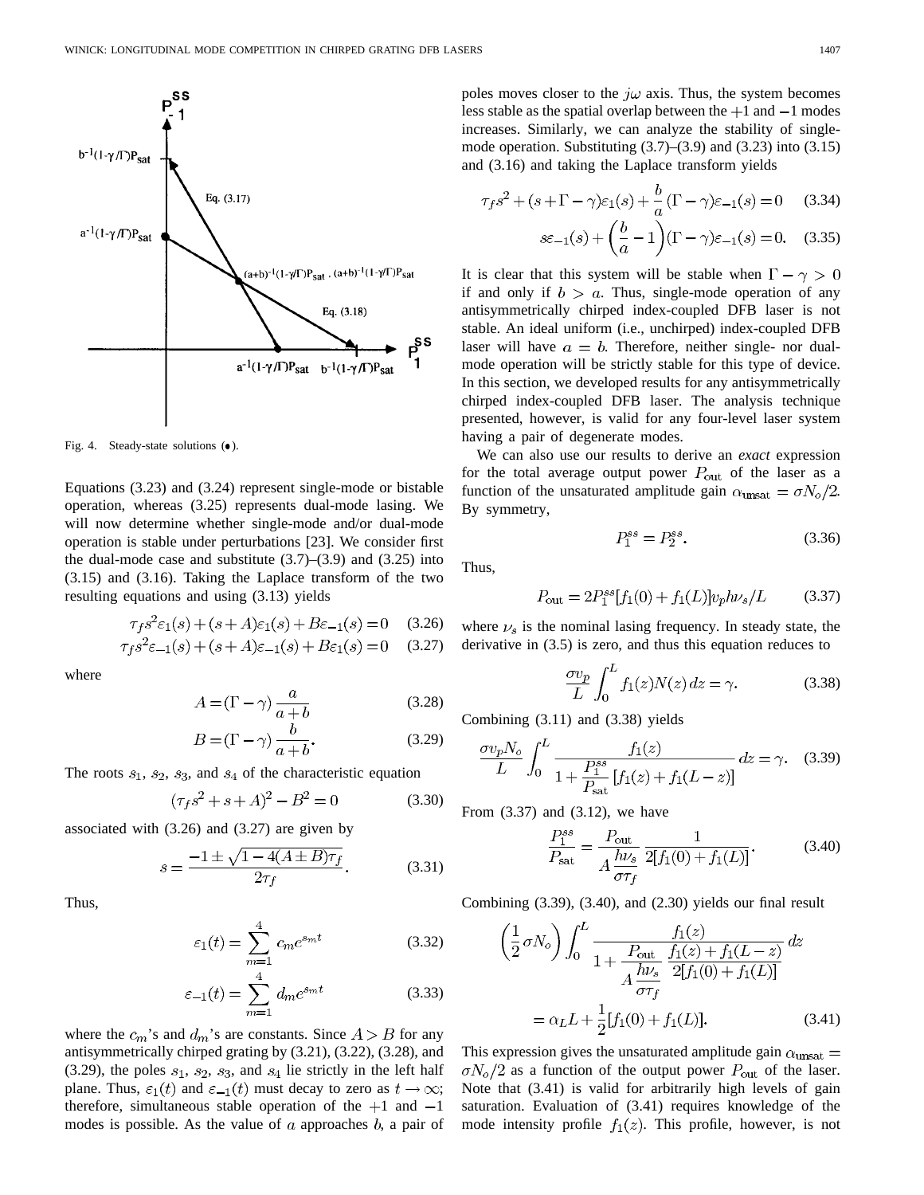Fig. 4. Steady-state solutions (•).

Equations (3.23) and (3.24) represent single-mode or bistable operation, whereas (3.25) represents dual-mode lasing. We will now determine whether single-mode and/or dual-mode operation is stable under perturbations [23]. We consider first the dual-mode case and substitute (3.7)–(3.9) and (3.25) into (3.15) and (3.16). Taking the Laplace transform of the two resulting equations and using (3.13) yields

$$\tau_f s^2 \varepsilon_1(s) + (s + A)\varepsilon_1(s) + B\varepsilon_{-1}(s) = 0 \quad (3.26)$$

$$\tau_f s^2 \varepsilon_{-1}(s) + (s + A)\varepsilon_{-1}(s) + B\varepsilon_1(s) = 0 \quad (3.27)$$

where

$$A = (\Gamma - \gamma)\frac{a}{a+b} \quad (3.28)$$

$$B = (\Gamma - \gamma)\frac{b}{a+b}. \quad (3.29)$$

The roots $s_1$, $s_2$, $s_3$, and $s_4$ of the characteristic equation

$$(\tau_f s^2 + s + A)^2 - B^2 = 0 \quad (3.30)$$

associated with (3.26) and (3.27) are given by

$$s = \frac{-1 \pm \sqrt{1 - 4(A \pm B)\tau_f}}{2\tau_f}. \quad (3.31)$$

Thus,

$$\varepsilon_1(t) = \sum_{m=1}^{4} c_m e^{s_m t} \quad (3.32)$$

$$\varepsilon_{-1}(t) = \sum_{m=1}^{4} d_m e^{s_m t} \quad (3.33)$$

where the $c_m$'s and $d_m$'s are constants. Since $A > B$ for any antisymmetrically chirped grating by (3.21), (3.22), (3.28), and (3.29), the poles $s_1$, $s_2$, $s_3$, and $s_4$ lie strictly in the left half plane. Thus, $\varepsilon_1(t)$ and $\varepsilon_{-1}(t)$ must decay to zero as $t \to \infty$; therefore, simultaneous stable operation of the $+1$ and $-1$ modes is possible. As the value of $a$ approaches $b$, a pair of poles moves closer to the $j\omega$ axis. Thus, the system becomes less stable as the spatial overlap between the $+1$ and $-1$ modes increases. Similarly, we can analyze the stability of single-mode operation. Substituting (3.7)–(3.9) and (3.23) into (3.15) and (3.16) and taking the Laplace transform yields

$$\tau_f s^2 + (s + \Gamma - \gamma)\varepsilon_1(s) + \frac{b}{a}(\Gamma - \gamma)\varepsilon_{-1}(s) = 0 \quad (3.34)$$

$$s\varepsilon_{-1}(s) + \left(\frac{b}{a} - 1\right)(\Gamma - \gamma)\varepsilon_{-1}(s) = 0. \quad (3.35)$$

It is clear that this system will be stable when $\Gamma - \gamma > 0$ if and only if $b > a$. Thus, single-mode operation of any antisymmetrically chirped index-coupled DFB laser is not stable. An ideal uniform (i.e., unchirped) index-coupled DFB laser will have $a = b$. Therefore, neither single- nor dual-mode operation will be strictly stable for this type of device. In this section, we developed results for any antisymmetrically chirped index-coupled DFB laser. The analysis technique presented, however, is valid for any four-level laser system having a pair of degenerate modes.

We can also use our results to derive an *exact* expression for the total average output power $P_{\text{out}}$ of the laser as a function of the unsaturated amplitude gain $\alpha_{\text{unsat}} = \sigma N_o/2$. By symmetry,

$$P_1^{ss} = P_2^{ss}. \quad (3.36)$$

Thus,

$$P_{\text{out}} = 2P_1^{ss}[f_1(0) + f_1(L)]v_p h\nu_s/L \quad (3.37)$$

where $\nu_s$ is the nominal lasing frequency. In steady state, the derivative in (3.5) is zero, and thus this equation reduces to

$$\frac{\sigma v_p}{L}\int_0^L f_1(z)N(z)\,dz = \gamma. \quad (3.38)$$

Combining (3.11) and (3.38) yields

$$\frac{\sigma v_p N_o}{L}\int_0^L \frac{f_1(z)}{1 + \frac{P_1^{ss}}{P_{\text{sat}}}[f_1(z) + f_1(L-z)]}\,dz = \gamma. \quad (3.39)$$

From (3.37) and (3.12), we have

$$\frac{P_1^{ss}}{P_{\text{sat}}} = \frac{P_{\text{out}}}{A\frac{h\nu_s}{\sigma\tau_f}}\frac{1}{2[f_1(0) + f_1(L)]}. \quad (3.40)$$

Combining (3.39), (3.40), and (2.30) yields our final result

$$\left(\frac{1}{2}\sigma N_o\right)\int_0^L \frac{f_1(z)}{1 + \frac{P_{\text{out}}}{A\frac{h\nu_s}{\sigma\tau_f}}\frac{f_1(z) + f_1(L-z)}{2[f_1(0) + f_1(L)]}}\,dz$$

$$= \alpha_L L + \frac{1}{2}[f_1(0) + f_1(L)]. \quad (3.41)$$

This expression gives the unsaturated amplitude gain $\alpha_{\text{unsat}} = \sigma N_o/2$ as a function of the output power $P_{\text{out}}$ of the laser. Note that (3.41) is valid for arbitrarily high levels of gain saturation. Evaluation of (3.41) requires knowledge of the mode intensity profile $f_1(z)$. This profile, however, is not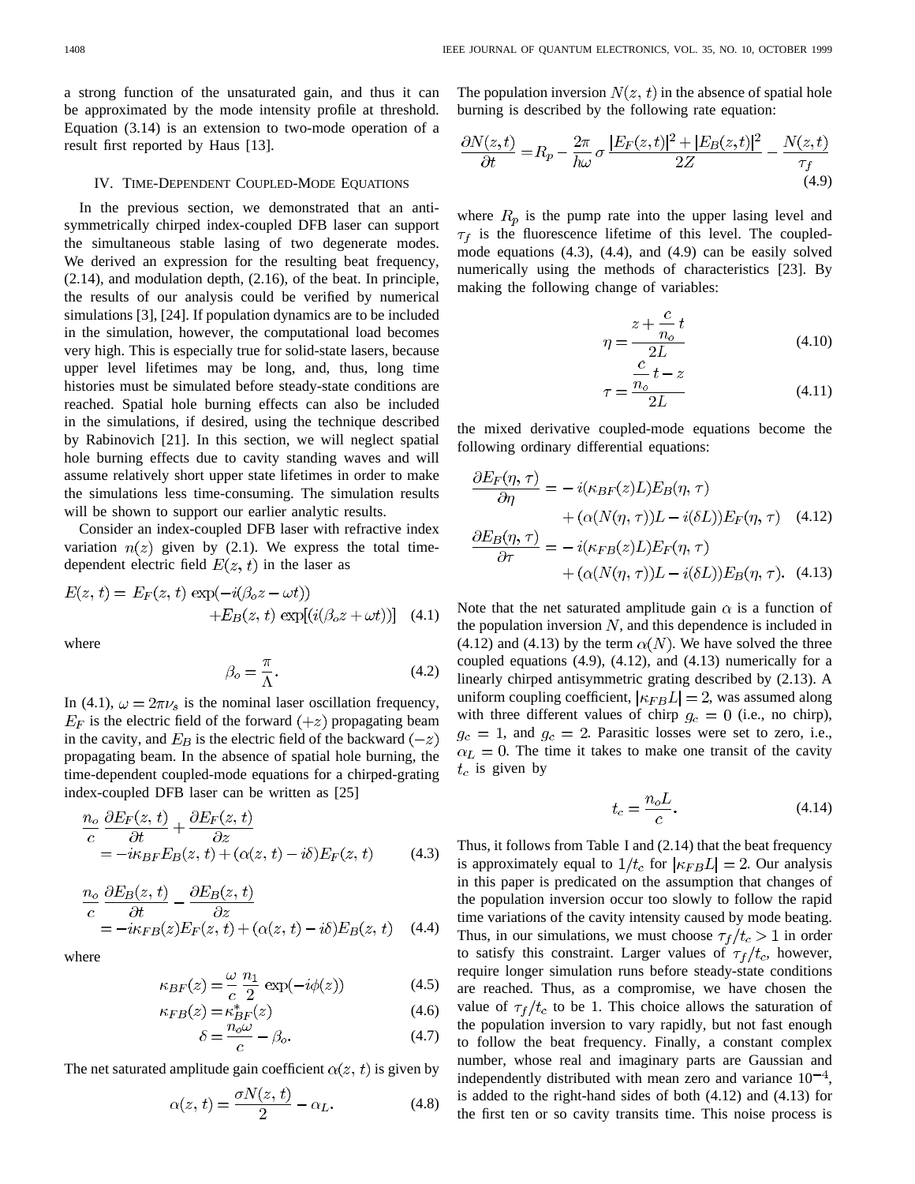a strong function of the unsaturated gain, and thus it can be approximated by the mode intensity profile at threshold. Equation (3.14) is an extension to two-mode operation of a result first reported by Haus [13].

## IV. Time-Dependent Coupled-Mode Equations

In the previous section, we demonstrated that an antisymmetrically chirped index-coupled DFB laser can support the simultaneous stable lasing of two degenerate modes. We derived an expression for the resulting beat frequency, (2.14), and modulation depth, (2.16), of the beat. In principle, the results of our analysis could be verified by numerical simulations [3], [24]. If population dynamics are to be included in the simulation, however, the computational load becomes very high. This is especially true for solid-state lasers, because upper level lifetimes may be long, and, thus, long time histories must be simulated before steady-state conditions are reached. Spatial hole burning effects can also be included in the simulations, if desired, using the technique described by Rabinovich [21]. In this section, we will neglect spatial hole burning effects due to cavity standing waves and will assume relatively short upper state lifetimes in order to make the simulations less time-consuming. The simulation results will be shown to support our earlier analytic results.

Consider an index-coupled DFB laser with refractive index variation $n(z)$ given by (2.1). We express the total time-dependent electric field $E(z,t)$ in the laser as

$$E(z,t) = E_F(z,t)\exp(-i(\beta_o z - \omega t)) + E_B(z,t)\exp[(i(\beta_o z + \omega t))] \quad (4.1)$$

where

$$\beta_o = \frac{\pi}{\Lambda}. \quad (4.2)$$

In (4.1), $\omega = 2\pi\nu_s$ is the nominal laser oscillation frequency, $E_F$ is the electric field of the forward $(+z)$ propagating beam in the cavity, and $E_B$ is the electric field of the backward $(-z)$ propagating beam. In the absence of spatial hole burning, the time-dependent coupled-mode equations for a chirped-grating index-coupled DFB laser can be written as [25]

$$\frac{n_o}{c}\frac{\partial E_F(z,t)}{\partial t} + \frac{\partial E_F(z,t)}{\partial z} = -i\kappa_{BF}E_B(z,t) + (\alpha(z,t) - i\delta)E_F(z,t) \quad (4.3)$$

$$\frac{n_o}{c}\frac{\partial E_B(z,t)}{\partial t} - \frac{\partial E_B(z,t)}{\partial z} = -i\kappa_{FB}(z)E_F(z,t) + (\alpha(z,t) - i\delta)E_B(z,t) \quad (4.4)$$

where

$$\kappa_{BF}(z) = \frac{\omega}{c}\frac{n_1}{2}\exp(-i\phi(z)) \quad (4.5)$$

$$\kappa_{FB}(z) = \kappa_{BF}^*(z) \quad (4.6)$$

$$\delta = \frac{n_o\omega}{c} - \beta_o. \quad (4.7)$$

The net saturated amplitude gain coefficient $\alpha(z,t)$ is given by

$$\alpha(z,t) = \frac{\sigma N(z,t)}{2} - \alpha_L. \quad (4.8)$$

The population inversion $N(z,t)$ in the absence of spatial hole burning is described by the following rate equation:

$$\frac{\partial N(z,t)}{\partial t} = R_p - \frac{2\pi}{h\omega}\sigma\frac{|E_F(z,t)|^2 + |E_B(z,t)|^2}{2Z} - \frac{N(z,t)}{\tau_f} \quad (4.9)$$

where $R_p$ is the pump rate into the upper lasing level and $\tau_f$ is the fluorescence lifetime of this level. The coupled-mode equations (4.3), (4.4), and (4.9) can be easily solved numerically using the methods of characteristics [23]. By making the following change of variables:

$$\eta = \frac{z + \dfrac{c}{n_o}t}{2L} \quad (4.10)$$

$$\tau = \frac{\dfrac{c}{n_o}t - z}{2L} \quad (4.11)$$

the mixed derivative coupled-mode equations become the following ordinary differential equations:

$$\frac{\partial E_F(\eta,\tau)}{\partial \eta} = -i(\kappa_{BF}(z)L)E_B(\eta,\tau) + (\alpha(N(\eta,\tau))L - i(\delta L))E_F(\eta,\tau) \quad (4.12)$$

$$\frac{\partial E_B(\eta,\tau)}{\partial \tau} = -i(\kappa_{FB}(z)L)E_F(\eta,\tau) + (\alpha(N(\eta,\tau))L - i(\delta L))E_B(\eta,\tau). \quad (4.13)$$

Note that the net saturated amplitude gain $\alpha$ is a function of the population inversion $N$, and this dependence is included in (4.12) and (4.13) by the term $\alpha(N)$. We have solved the three coupled equations (4.9), (4.12), and (4.13) numerically for a linearly chirped antisymmetric grating described by (2.13). A uniform coupling coefficient, $|\kappa_{FB}L| = 2$, was assumed along with three different values of chirp $g_c = 0$ (i.e., no chirp), $g_c = 1$, and $g_c = 2$. Parasitic losses were set to zero, i.e., $\alpha_L = 0$. The time it takes to make one transit of the cavity $t_c$ is given by

$$t_c = \frac{n_o L}{c}. \quad (4.14)$$

Thus, it follows from Table I and (2.14) that the beat frequency is approximately equal to $1/t_c$ for $|\kappa_{FB}L| = 2$. Our analysis in this paper is predicated on the assumption that changes of the population inversion occur too slowly to follow the rapid time variations of the cavity intensity caused by mode beating. Thus, in our simulations, we must choose $\tau_f/t_c > 1$ in order to satisfy this constraint. Larger values of $\tau_f/t_c$, however, require longer simulation runs before steady-state conditions are reached. Thus, as a compromise, we have chosen the value of $\tau_f/t_c$ to be 1. This choice allows the saturation of the population inversion to vary rapidly, but not fast enough to follow the beat frequency. Finally, a constant complex number, whose real and imaginary parts are Gaussian and independently distributed with mean zero and variance $10^{-4}$, is added to the right-hand sides of both (4.12) and (4.13) for the first ten or so cavity transits time. This noise process is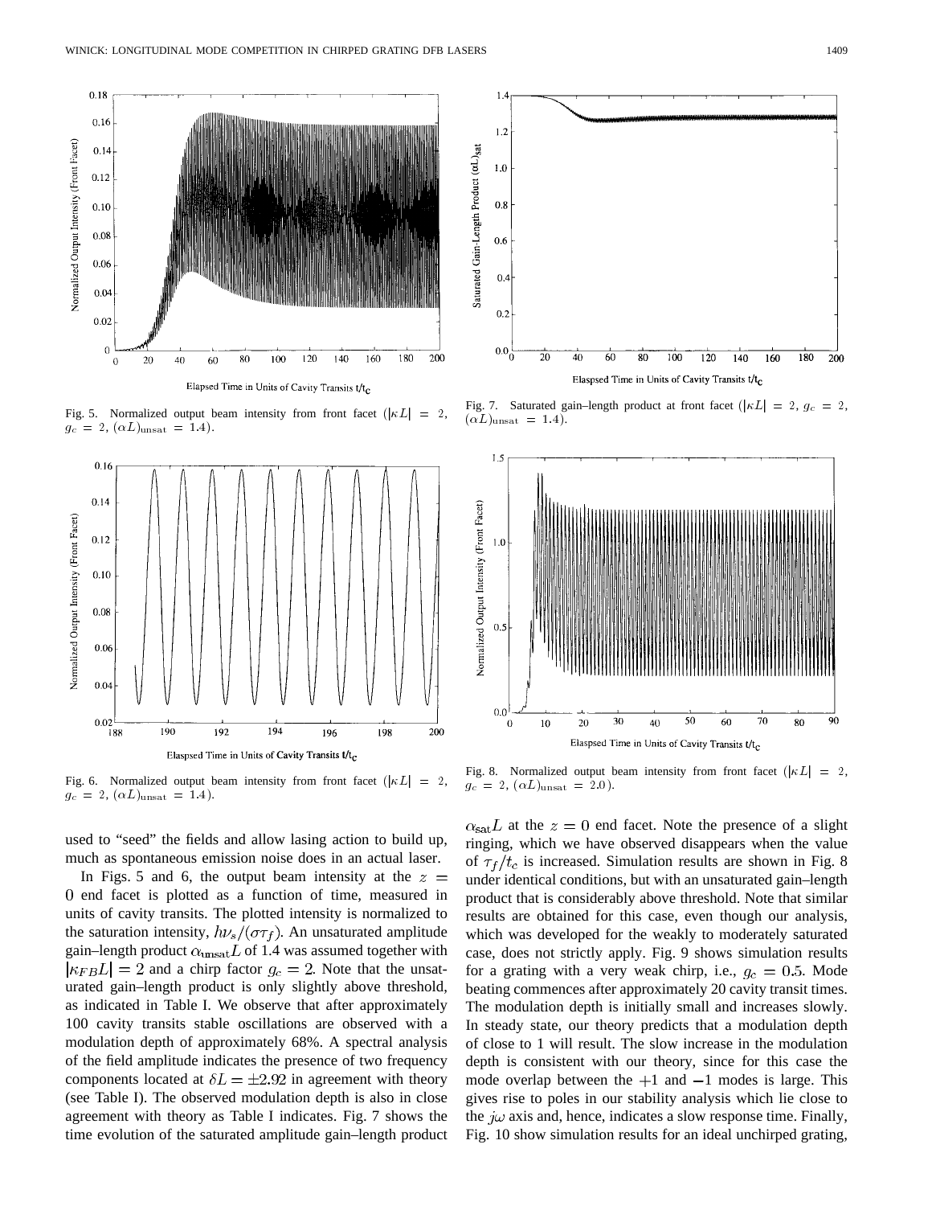Fig. 5. Normalized output beam intensity from front facet ($|\kappa L| = 2$, $g_c = 2$, $(\alpha L)_{\text{unsat}} = 1.4$).

Fig. 6. Normalized output beam intensity from front facet ($|\kappa L| = 2$, $g_c = 2$, $(\alpha L)_{\text{unsat}} = 1.4$).

Fig. 7. Saturated gain–length product at front facet ($|\kappa L| = 2$, $g_c = 2$, $(\alpha L)_{\text{unsat}} = 1.4$).

Fig. 8. Normalized output beam intensity from front facet ($|\kappa L| = 2$, $g_c = 2$, $(\alpha L)_{\text{unsat}} = 2.0$).

used to "seed" the fields and allow lasing action to build up, much as spontaneous emission noise does in an actual laser.

In Figs. 5 and 6, the output beam intensity at the $z = 0$ end facet is plotted as a function of time, measured in units of cavity transits. The plotted intensity is normalized to the saturation intensity, $h\nu_s/(\sigma\tau_f)$. An unsaturated amplitude gain–length product $\alpha_{\text{unsat}}L$ of 1.4 was assumed together with $|\kappa_{FB}L| = 2$ and a chirp factor $g_c = 2$. Note that the unsaturated gain–length product is only slightly above threshold, as indicated in Table I. We observe that after approximately 100 cavity transits stable oscillations are observed with a modulation depth of approximately 68%. A spectral analysis of the field amplitude indicates the presence of two frequency components located at $\delta L = \pm 2.92$ in agreement with theory (see Table I). The observed modulation depth is also in close agreement with theory as Table I indicates. Fig. 7 shows the time evolution of the saturated amplitude gain–length product $\alpha_{\text{sat}}L$ at the $z = 0$ end facet. Note the presence of a slight ringing, which we have observed disappears when the value of $\tau_f/t_c$ is increased. Simulation results are shown in Fig. 8 under identical conditions, but with an unsaturated gain–length product that is considerably above threshold. Note that similar results are obtained for this case, even though our analysis, which was developed for the weakly to moderately saturated case, does not strictly apply. Fig. 9 shows simulation results for a grating with a very weak chirp, i.e., $g_c = 0.5$. Mode beating commences after approximately 20 cavity transit times. The modulation depth is initially small and increases slowly. In steady state, our theory predicts that a modulation depth of close to 1 will result. The slow increase in the modulation depth is consistent with our theory, since for this case the mode overlap between the $+1$ and $-1$ modes is large. This gives rise to poles in our stability analysis which lie close to the $j\omega$ axis and, hence, indicates a slow response time. Finally, Fig. 10 show simulation results for an ideal unchirped grating,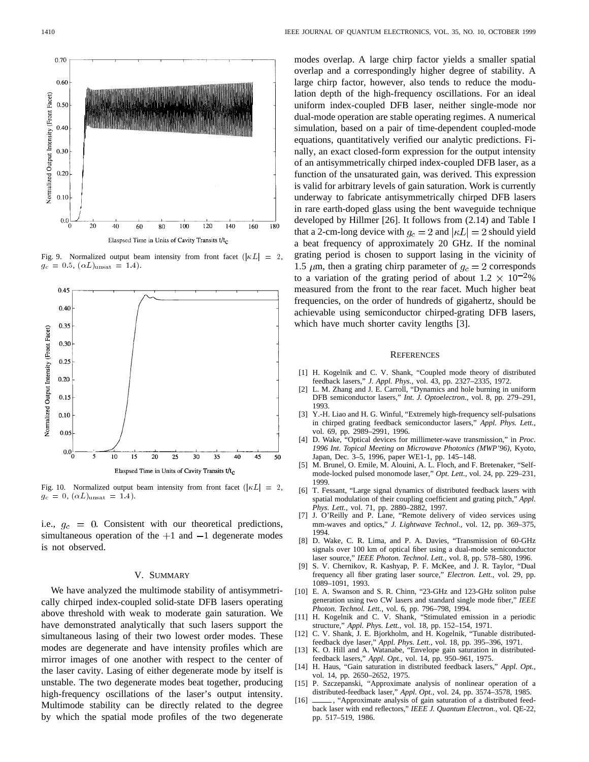Fig. 9. Normalized output beam intensity from front facet ($|\kappa L| = 2$, $g_c = 0.5$, $(\alpha L)_{\text{unsat}} = 1.4$).

Fig. 10. Normalized output beam intensity from front facet ($|\kappa L| = 2$, $g_c = 0$, $(\alpha L)_{\text{unsat}} = 1.4$).

i.e., $g_c = 0$. Consistent with our theoretical predictions, simultaneous operation of the $+1$ and $-1$ degenerate modes is not observed.

## V. Summary

We have analyzed the multimode stability of antisymmetrically chirped index-coupled solid-state DFB lasers operating above threshold with weak to moderate gain saturation. We have demonstrated analytically that such lasers support the simultaneous lasing of their two lowest order modes. These modes are degenerate and have intensity profiles which are mirror images of one another with respect to the center of the laser cavity. Lasing of either degenerate mode by itself is unstable. The two degenerate modes beat together, producing high-frequency oscillations of the laser's output intensity. Multimode stability can be directly related to the degree by which the spatial mode profiles of the two degenerate modes overlap. A large chirp factor yields a smaller spatial overlap and a correspondingly higher degree of stability. A large chirp factor, however, also tends to reduce the modulation depth of the high-frequency oscillations. For an ideal uniform index-coupled DFB laser, neither single-mode nor dual-mode operation are stable operating regimes. A numerical simulation, based on a pair of time-dependent coupled-mode equations, quantitatively verified our analytic predictions. Finally, an exact closed-form expression for the output intensity of an antisymmetrically chirped index-coupled DFB laser, as a function of the unsaturated gain, was derived. This expression is valid for arbitrary levels of gain saturation. Work is currently underway to fabricate antisymmetrically chirped DFB lasers in rare earth-doped glass using the bent waveguide technique developed by Hillmer [26]. It follows from (2.14) and Table I that a 2-cm-long device with $g_c = 2$ and $|\kappa L| = 2$ should yield a beat frequency of approximately 20 GHz. If the nominal grating period is chosen to support lasing in the vicinity of 1.5 $\mu$m, then a grating chirp parameter of $g_c = 2$ corresponds to a variation of the grating period of about $1.2 \times 10^{-2}$% measured from the front to the rear facet. Much higher beat frequencies, on the order of hundreds of gigahertz, should be achievable using semiconductor chirped-grating DFB lasers, which have much shorter cavity lengths [3].

## References

[1] H. Kogelnik and C. V. Shank, "Coupled mode theory of distributed feedback lasers," *J. Appl. Phys.*, vol. 43, pp. 2327–2335, 1972.

[2] L. M. Zhang and J. E. Carroll, "Dynamics and hole burning in uniform DFB semiconductor lasers," *Int. J. Optoelectron.*, vol. 8, pp. 279–291, 1993.

[3] Y.-H. Liao and H. G. Winful, "Extremely high-frequency self-pulsations in chirped grating feedback semiconductor lasers," *Appl. Phys. Lett.*, vol. 69, pp. 2989–2991, 1996.

[4] D. Wake, "Optical devices for millimeter-wave transmission," in *Proc. 1996 Int. Topical Meeting on Microwave Photonics (MWP'96)*, Kyoto, Japan, Dec. 3–5, 1996, paper WE1-1, pp. 145–148.

[5] M. Brunel, O. Emile, M. Alouini, A. L. Floch, and F. Bretenaker, "Self-mode-locked pulsed monomode laser," *Opt. Lett.*, vol. 24, pp. 229–231, 1999.

[6] T. Fessant, "Large signal dynamics of distributed feedback lasers with spatial modulation of their coupling coefficient and grating pitch," *Appl. Phys. Lett.*, vol. 71, pp. 2880–2882, 1997.

[7] J. O'Reilly and P. Lane, "Remote delivery of video services using mm-waves and optics," *J. Lightwave Technol.*, vol. 12, pp. 369–375, 1994.

[8] D. Wake, C. R. Lima, and P. A. Davies, "Transmission of 60-GHz signals over 100 km of optical fiber using a dual-mode semiconductor laser source," *IEEE Photon. Technol. Lett.*, vol. 8, pp. 578–580, 1996.

[9] S. V. Chernikov, R. Kashyap, P. F. McKee, and J. R. Taylor, "Dual frequency all fiber grating laser source," *Electron. Lett.*, vol. 29, pp. 1089–1091, 1993.

[10] E. A. Swanson and S. R. Chinn, "23-GHz and 123-GHz soliton pulse generation using two CW lasers and standard single mode fiber," *IEEE Photon. Technol. Lett.*, vol. 6, pp. 796–798, 1994.

[11] H. Kogelnik and C. V. Shank, "Stimulated emission in a periodic structure," *Appl. Phys. Lett.*, vol. 18, pp. 152–154, 1971.

[12] C. V. Shank, J. E. Bjorkholm, and H. Kogelnik, "Tunable distributed-feedback dye laser," *Appl. Phys. Lett.*, vol. 18, pp. 395–396, 1971.

[13] K. O. Hill and A. Watanabe, "Envelope gain saturation in distributed-feedback lasers," *Appl. Opt.*, vol. 14, pp. 950–961, 1975.

[14] H. Haus, "Gain saturation in distributed feedback lasers," *Appl. Opt.*, vol. 14, pp. 2650–2652, 1975.

[15] P. Szczepanski, "Approximate analysis of nonlinear operation of a distributed-feedback laser," *Appl. Opt.*, vol. 24, pp. 3574–3578, 1985.

[16] ——, "Approximate analysis of gain saturation of a distributed feedback laser with end reflectors," *IEEE J. Quantum Electron.*, vol. QE-22, pp. 517–519, 1986.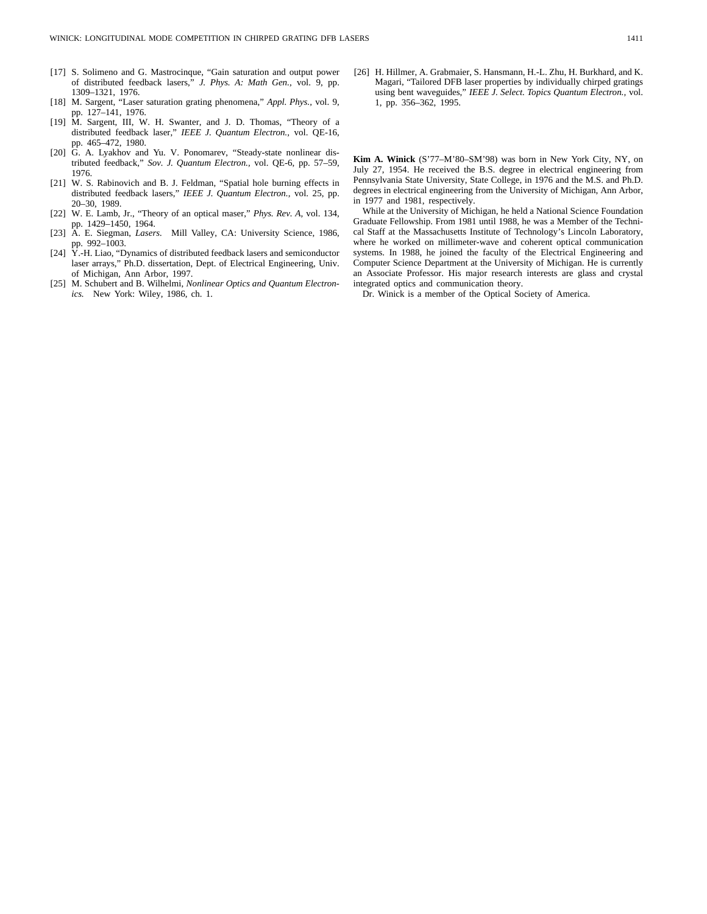[17] S. Solimeno and G. Mastrocinque, "Gain saturation and output power of distributed feedback lasers," *J. Phys. A: Math Gen.*, vol. 9, pp. 1309–1321, 1976.

[18] M. Sargent, "Laser saturation grating phenomena," *Appl. Phys.*, vol. 9, pp. 127–141, 1976.

[19] M. Sargent, III, W. H. Swanter, and J. D. Thomas, "Theory of a distributed feedback laser," *IEEE J. Quantum Electron.*, vol. QE-16, pp. 465–472, 1980.

[20] G. A. Lyakhov and Yu. V. Ponomarev, "Steady-state nonlinear distributed feedback," *Sov. J. Quantum Electron.*, vol. QE-6, pp. 57–59, 1976.

[21] W. S. Rabinovich and B. J. Feldman, "Spatial hole burning effects in distributed feedback lasers," *IEEE J. Quantum Electron.*, vol. 25, pp. 20–30, 1989.

[22] W. E. Lamb, Jr., "Theory of an optical maser," *Phys. Rev. A*, vol. 134, pp. 1429–1450, 1964.

[23] A. E. Siegman, *Lasers.* Mill Valley, CA: University Science, 1986, pp. 992–1003.

[24] Y.-H. Liao, "Dynamics of distributed feedback lasers and semiconductor laser arrays," Ph.D. dissertation, Dept. of Electrical Engineering, Univ. of Michigan, Ann Arbor, 1997.

[25] M. Schubert and B. Wilhelmi, *Nonlinear Optics and Quantum Electronics.* New York: Wiley, 1986, ch. 1.

[26] H. Hillmer, A. Grabmaier, S. Hansmann, H.-L. Zhu, H. Burkhard, and K. Magari, "Tailored DFB laser properties by individually chirped gratings using bent waveguides," *IEEE J. Select. Topics Quantum Electron.*, vol. 1, pp. 356–362, 1995.

**Kim A. Winick** (S'77–M'80–SM'98) was born in New York City, NY, on July 27, 1954. He received the B.S. degree in electrical engineering from Pennsylvania State University, State College, in 1976 and the M.S. and Ph.D. degrees in electrical engineering from the University of Michigan, Ann Arbor, in 1977 and 1981, respectively.

While at the University of Michigan, he held a National Science Foundation Graduate Fellowship. From 1981 until 1988, he was a Member of the Technical Staff at the Massachusetts Institute of Technology's Lincoln Laboratory, where he worked on millimeter-wave and coherent optical communication systems. In 1988, he joined the faculty of the Electrical Engineering and Computer Science Department at the University of Michigan. He is currently an Associate Professor. His major research interests are glass and crystal integrated optics and communication theory.

Dr. Winick is a member of the Optical Society of America.